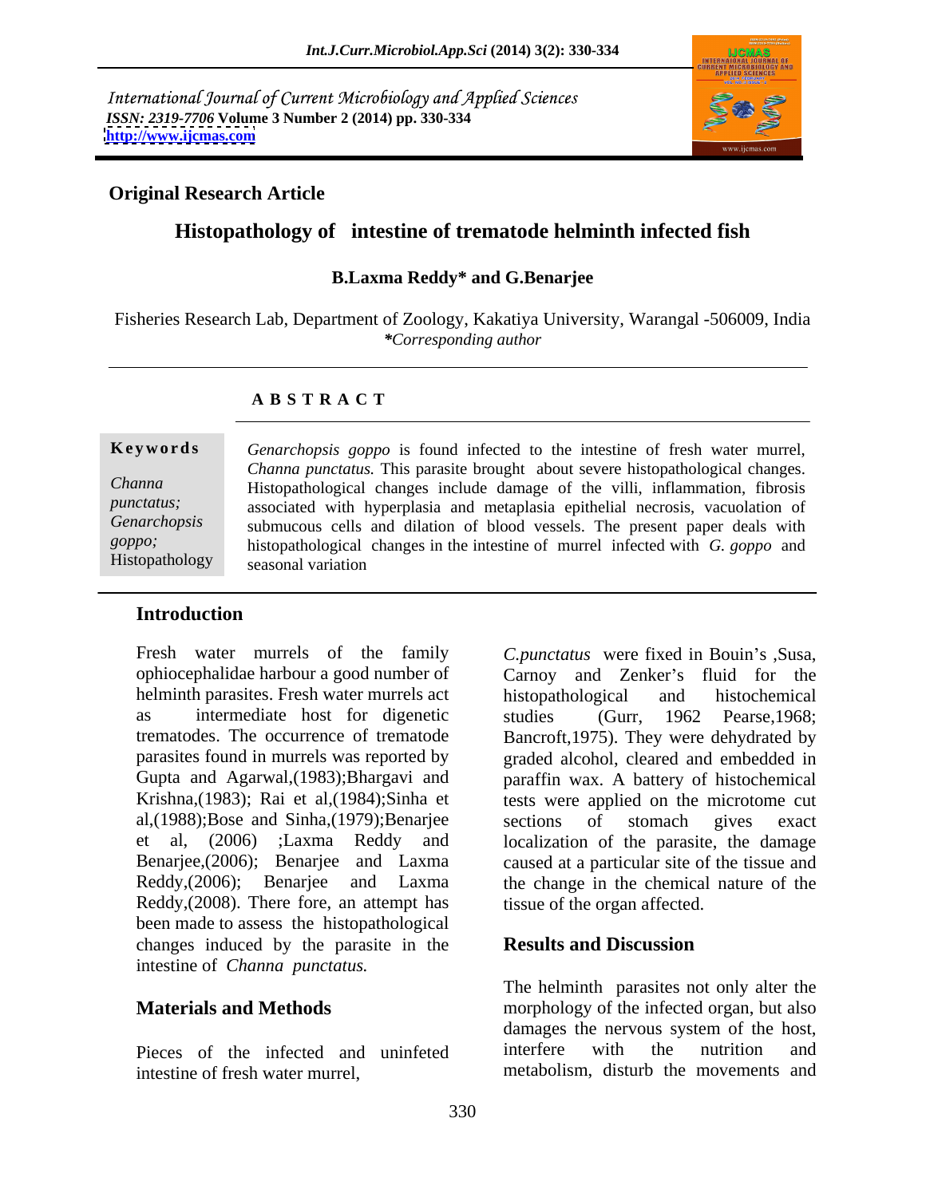International Journal of Current Microbiology and Applied Sciences
*ISSN: 2319-7706* Volume 3 Number 2 (2014) pp. 330-334
http://www.ijcmas.com

**Original Research Article**

# Histopathology of intestine of trematode helminth infected fish

**B.Laxma Reddy* and G.Benarjee**

Fisheries Research Lab, Department of Zoology, Kakatiya University, Warangal -506009, India
**Corresponding author*

## A B S T R A C T

**Keywords**

*Channa punctatus; Genarchopsis goppo;* Histopathology

*Genarchopsis goppo* is found infected to the intestine of fresh water murrel, *Channa punctatus.* This parasite brought about severe histopathological changes. Histopathological changes include damage of the villi, inflammation, fibrosis associated with hyperplasia and metaplasia epithelial necrosis, vacuolation of submucous cells and dilation of blood vessels. The present paper deals with histopathological changes in the intestine of murrel infected with *G. goppo* and seasonal variation

## Introduction

Fresh water murrels of the family ophiocephalidae harbour a good number of helminth parasites. Fresh water murrels act as intermediate host for digenetic trematodes. The occurrence of trematode parasites found in murrels was reported by Gupta and Agarwal,(1983);Bhargavi and Krishna,(1983); Rai et al,(1984);Sinha et al,(1988);Bose and Sinha,(1979);Benarjee et al, (2006) ;Laxma Reddy and Benarjee,(2006); Benarjee and Laxma Reddy,(2006); Benarjee and Laxma Reddy,(2008). There fore, an attempt has been made to assess the histopathological changes induced by the parasite in the intestine of *Channa punctatus.*

## Materials and Methods

Pieces of the infected and uninfeted intestine of fresh water murrel, *C.punctatus* were fixed in Bouin's ,Susa, Carnoy and Zenker's fluid for the histopathological and histochemical studies (Gurr, 1962 Pearse,1968; Bancroft,1975). They were dehydrated by graded alcohol, cleared and embedded in paraffin wax. A battery of histochemical tests were applied on the microtome cut sections of stomach gives exact localization of the parasite, the damage caused at a particular site of the tissue and the change in the chemical nature of the tissue of the organ affected.

## Results and Discussion

The helminth parasites not only alter the morphology of the infected organ, but also damages the nervous system of the host, interfere with the nutrition and metabolism, disturb the movements and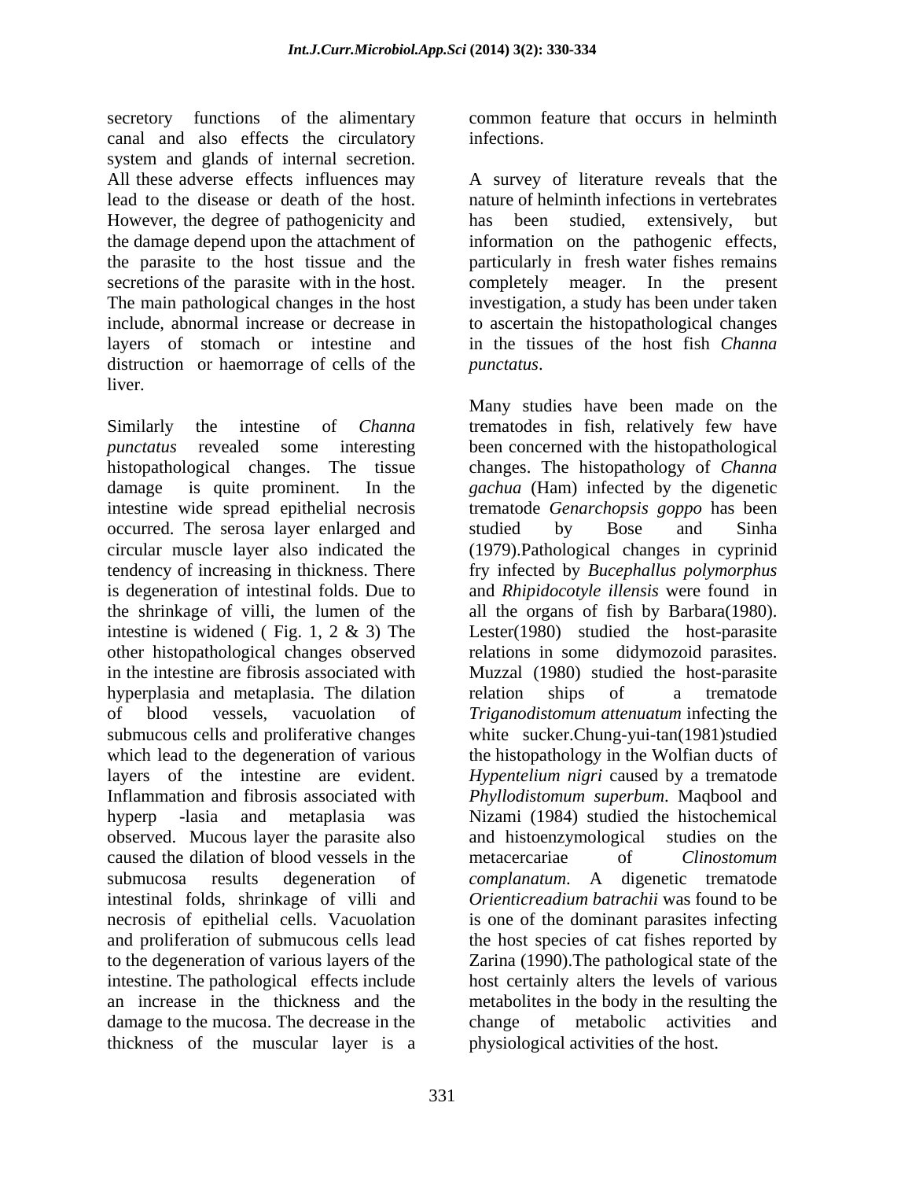secretory functions of the alimentary canal and also effects the circulatory system and glands of internal secretion. All these adverse effects influences may lead to the disease or death of the host. However, the degree of pathogenicity and the damage depend upon the attachment of the parasite to the host tissue and the secretions of the parasite with in the host. The main pathological changes in the host include, abnormal increase or decrease in layers of stomach or intestine and distruction or haemorrage of cells of the liver.

Similarly the intestine of *Channa punctatus* revealed some interesting histopathological changes. The tissue damage is quite prominent. In the intestine wide spread epithelial necrosis occurred. The serosa layer enlarged and circular muscle layer also indicated the tendency of increasing in thickness. There is degeneration of intestinal folds. Due to the shrinkage of villi, the lumen of the intestine is widened ( Fig. 1, 2 & 3) The other histopathological changes observed in the intestine are fibrosis associated with hyperplasia and metaplasia. The dilation of blood vessels, vacuolation of submucous cells and proliferative changes which lead to the degeneration of various layers of the intestine are evident. Inflammation and fibrosis associated with hyperp -lasia and metaplasia was observed. Mucous layer the parasite also caused the dilation of blood vessels in the submucosa results degeneration of intestinal folds, shrinkage of villi and necrosis of epithelial cells. Vacuolation and proliferation of submucous cells lead to the degeneration of various layers of the intestine. The pathological effects include an increase in the thickness and the damage to the mucosa. The decrease in the thickness of the muscular layer is a common feature that occurs in helminth infections.

A survey of literature reveals that the nature of helminth infections in vertebrates has been studied, extensively, but information on the pathogenic effects, particularly in fresh water fishes remains completely meager. In the present investigation, a study has been under taken to ascertain the histopathological changes in the tissues of the host fish *Channa punctatus*.

Many studies have been made on the trematodes in fish, relatively few have been concerned with the histopathological changes. The histopathology of *Channa gachua* (Ham) infected by the digenetic trematode *Genarchopsis goppo* has been studied by Bose and Sinha (1979).Pathological changes in cyprinid fry infected by *Bucephallus polymorphus* and *Rhipidocotyle illensis* were found in all the organs of fish by Barbara(1980). Lester(1980) studied the host-parasite relations in some didymozoid parasites. Muzzal (1980) studied the host-parasite relation ships of a trematode *Triganodistomum attenuatum* infecting the white sucker.Chung-yui-tan(1981)studied the histopathology in the Wolfian ducts of *Hypentelium nigri* caused by a trematode *Phyllodistomum superbum*. Maqbool and Nizami (1984) studied the histochemical and histoenzymological studies on the metacercariae of *Clinostomum complanatum*. A digenetic trematode *Orienticreadium batrachii* was found to be is one of the dominant parasites infecting the host species of cat fishes reported by Zarina (1990).The pathological state of the host certainly alters the levels of various metabolites in the body in the resulting the change of metabolic activities and physiological activities of the host.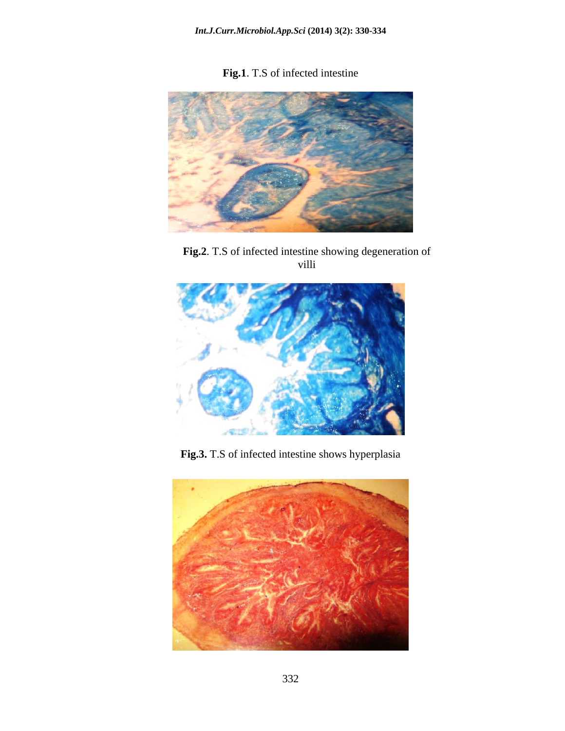**Fig.1**. T.S of infected intestine

**Fig.2**. T.S of infected intestine showing degeneration of villi

**Fig.3.** T.S of infected intestine shows hyperplasia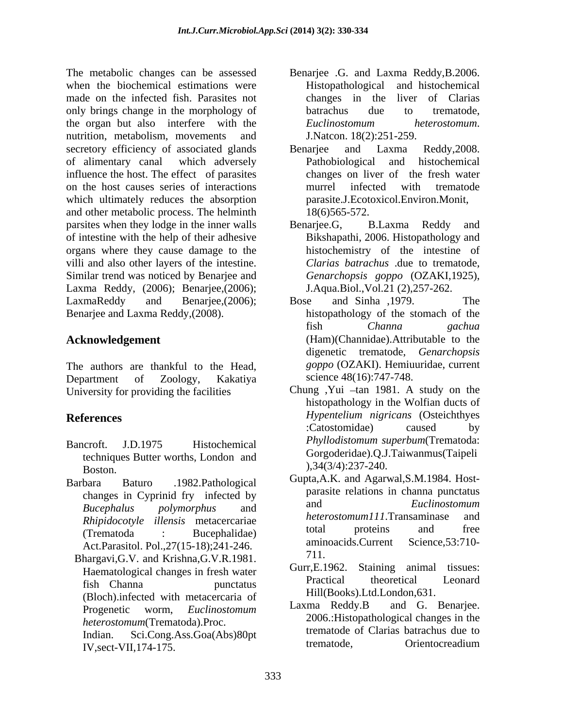The metabolic changes can be assessed when the biochemical estimations were made on the infected fish. Parasites not only brings change in the morphology of the organ but also interfere with the nutrition, metabolism, movements and secretory efficiency of associated glands of alimentary canal which adversely influence the host. The effect of parasites on the host causes series of interactions which ultimately reduces the absorption and other metabolic process. The helminth parsites when they lodge in the inner walls of intestine with the help of their adhesive organs where they cause damage to the villi and also other layers of the intestine. Similar trend was noticed by Benarjee and Laxma Reddy, (2006); Benarjee,(2006); LaxmaReddy and Benarjee,(2006); Benarjee and Laxma Reddy,(2008).

## Acknowledgement

The authors are thankful to the Head, Department of Zoology, Kakatiya University for providing the facilities

## References

Bancroft. J.D.1975 Histochemical techniques Butter worths, London and Boston.

Barbara Baturo .1982.Pathological changes in Cyprinid fry infected by *Bucephalus polymorphus* and *Rhipidocotyle illensis* metacercariae (Trematoda : Bucephalidae) Act.Parasitol. Pol.,27(15-18);241-246.

Bhargavi,G.V. and Krishna,G.V.R.1981. Haematological changes in fresh water fish Channa punctatus (Bloch).infected with metacercaria of Progenetic worm, *Euclinostomum heterostomum*(Trematoda).Proc. Indian. Sci.Cong.Ass.Goa(Abs)80pt IV,sect-VII,174-175.

Benarjee .G. and Laxma Reddy,B.2006. Histopathological and histochemical changes in the liver of Clarias batrachus due to trematode, *Euclinostomum heterostomum*. J.Natcon. 18(2):251-259.

Benarjee and Laxma Reddy,2008. Pathobiological and histochemical changes on liver of the fresh water murrel infected with trematode parasite.J.Ecotoxicol.Environ.Monit, 18(6)565-572.

Benarjee.G, B.Laxma Reddy and Bikshapathi, 2006. Histopathology and histochemistry of the intestine of *Clarias batrachus* .due to trematode, *Genarchopsis goppo* (OZAKI,1925), J.Aqua.Biol.,Vol.21 (2),257-262.

Bose and Sinha ,1979. The histopathology of the stomach of the fish *Channa gachua* (Ham)(Channidae).Attributable to the digenetic trematode, *Genarchopsis goppo* (OZAKI). Hemiuuridae, current science 48(16):747-748.

Chung ,Yui –tan 1981. A study on the histopathology in the Wolfian ducts of *Hypentelium nigricans* (Osteichthyes :Catostomidae) caused by *Phyllodistomum superbum*(Trematoda: Gorgoderidae).Q.J.Taiwanmus(Taipeli ),34(3/4):237-240.

Gupta,A.K. and Agarwal,S.M.1984. Host-parasite relations in channa punctatus and *Euclinostomum heterostomum111*.Transaminase and total proteins and free aminoacids.Current Science,53:710-711.

Gurr,E.1962. Staining animal tissues: Practical theoretical Leonard Hill(Books).Ltd.London,631.

Laxma Reddy.B and G. Benarjee. 2006.:Histopathological changes in the trematode of Clarias batrachus due to trematode, Orientocreadium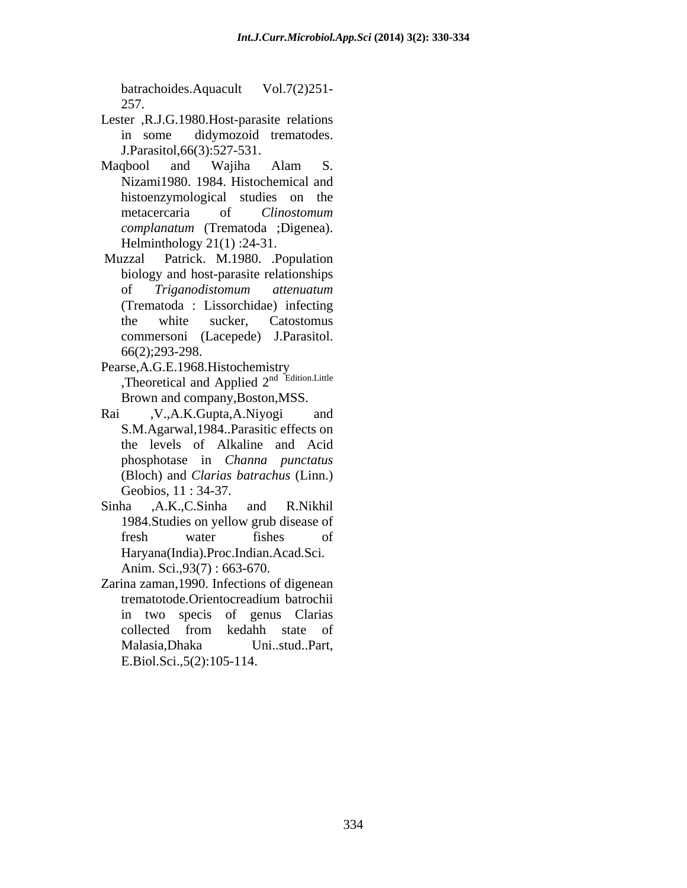batrachoides.Aquacult Vol.7(2)251-257.

Lester ,R.J.G.1980.Host-parasite relations in some didymozoid trematodes. J.Parasitol,66(3):527-531.

Maqbool and Wajiha Alam S. Nizami1980. 1984. Histochemical and histoenzymological studies on the metacercaria of *Clinostomum complanatum* (Trematoda ;Digenea). Helminthology 21(1) :24-31.

Muzzal Patrick. M.1980. .Population biology and host-parasite relationships of *Triganodistomum attenuatum* (Trematoda : Lissorchidae) infecting the white sucker, Catostomus commersoni (Lacepede) J.Parasitol. 66(2);293-298.

Pearse,A.G.E.1968.Histochemistry ,Theoretical and Applied 2nd Edition.Little Brown and company,Boston,MSS.

Rai ,V.,A.K.Gupta,A.Niyogi and S.M.Agarwal,1984..Parasitic effects on the levels of Alkaline and Acid phosphotase in *Channa punctatus* (Bloch) and *Clarias batrachus* (Linn.) Geobios, 11 : 34-37.

Sinha ,A.K.,C.Sinha and R.Nikhil 1984.Studies on yellow grub disease of fresh water fishes of Haryana(India).Proc.Indian.Acad.Sci. Anim. Sci.,93(7) : 663-670.

Zarina zaman,1990. Infections of digenean trematotode.Orientocreadium batrochii in two specis of genus Clarias collected from kedahh state of Malasia,Dhaka Uni..stud..Part, E.Biol.Sci.,5(2):105-114.